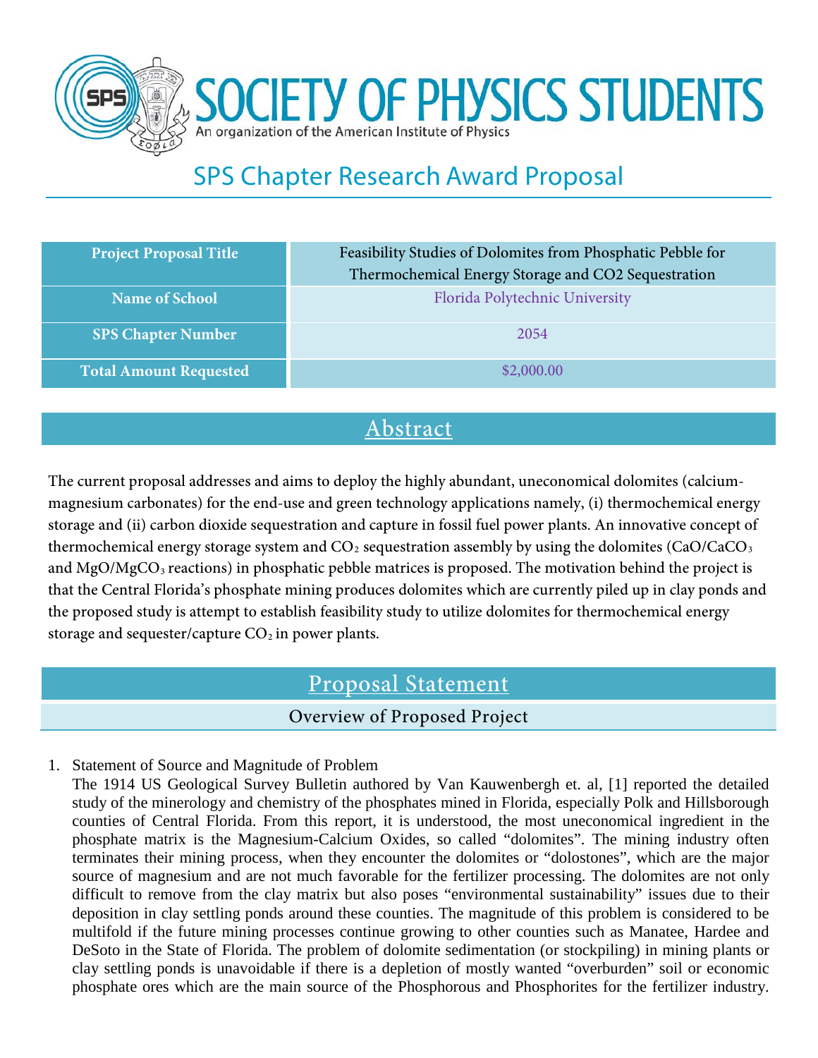# SOCIETY OF PHYSICS STUDENTS

An organization of the American Institute of Physics

## SPS Chapter Research Award Proposal

| | |
|---|---|
| **Project Proposal Title** | Feasibility Studies of Dolomites from Phosphatic Pebble for Thermochemical Energy Storage and CO2 Sequestration |
| **Name of School** | Florida Polytechnic University |
| **SPS Chapter Number** | 2054 |
| **Total Amount Requested** | $2,000.00 |

## Abstract

The current proposal addresses and aims to deploy the highly abundant, uneconomical dolomites (calcium-magnesium carbonates) for the end-use and green technology applications namely, (i) thermochemical energy storage and (ii) carbon dioxide sequestration and capture in fossil fuel power plants. An innovative concept of thermochemical energy storage system and $CO_2$ sequestration assembly by using the dolomites ($CaO/CaCO_3$ and $MgO/MgCO_3$ reactions) in phosphatic pebble matrices is proposed. The motivation behind the project is that the Central Florida's phosphate mining produces dolomites which are currently piled up in clay ponds and the proposed study is attempt to establish feasibility study to utilize dolomites for thermochemical energy storage and sequester/capture $CO_2$ in power plants.

## Proposal Statement

### Overview of Proposed Project

1. Statement of Source and Magnitude of Problem

   The 1914 US Geological Survey Bulletin authored by Van Kauwenbergh et. al, [1] reported the detailed study of the minerology and chemistry of the phosphates mined in Florida, especially Polk and Hillsborough counties of Central Florida. From this report, it is understood, the most uneconomical ingredient in the phosphate matrix is the Magnesium-Calcium Oxides, so called "dolomites". The mining industry often terminates their mining process, when they encounter the dolomites or "dolostones", which are the major source of magnesium and are not much favorable for the fertilizer processing. The dolomites are not only difficult to remove from the clay matrix but also poses "environmental sustainability" issues due to their deposition in clay settling ponds around these counties. The magnitude of this problem is considered to be multifold if the future mining processes continue growing to other counties such as Manatee, Hardee and DeSoto in the State of Florida. The problem of dolomite sedimentation (or stockpiling) in mining plants or clay settling ponds is unavoidable if there is a depletion of mostly wanted "overburden" soil or economic phosphate ores which are the main source of the Phosphorous and Phosphorites for the fertilizer industry.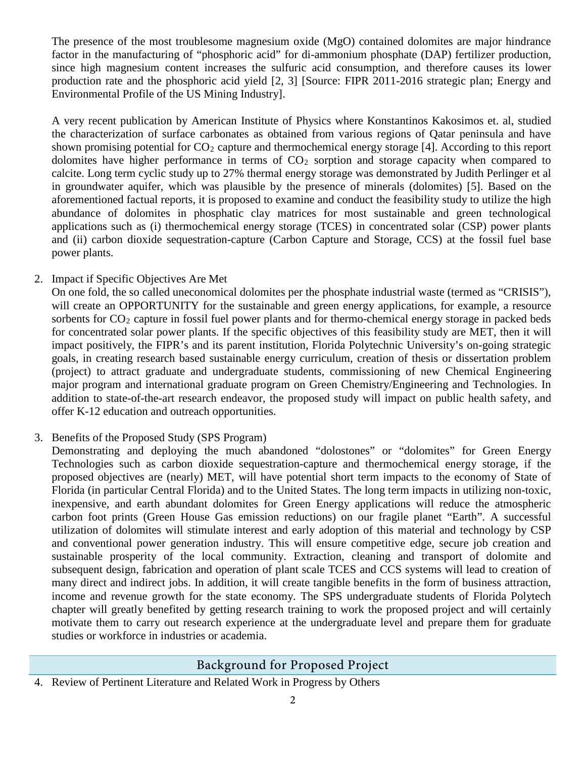The presence of the most troublesome magnesium oxide (MgO) contained dolomites are major hindrance factor in the manufacturing of "phosphoric acid" for di-ammonium phosphate (DAP) fertilizer production, since high magnesium content increases the sulfuric acid consumption, and therefore causes its lower production rate and the phosphoric acid yield [2, 3] [Source: FIPR 2011-2016 strategic plan; Energy and Environmental Profile of the US Mining Industry].

A very recent publication by American Institute of Physics where Konstantinos Kakosimos et. al, studied the characterization of surface carbonates as obtained from various regions of Qatar peninsula and have shown promising potential for $CO_2$ capture and thermochemical energy storage [4]. According to this report dolomites have higher performance in terms of $CO_2$ sorption and storage capacity when compared to calcite. Long term cyclic study up to 27% thermal energy storage was demonstrated by Judith Perlinger et al in groundwater aquifer, which was plausible by the presence of minerals (dolomites) [5]. Based on the aforementioned factual reports, it is proposed to examine and conduct the feasibility study to utilize the high abundance of dolomites in phosphatic clay matrices for most sustainable and green technological applications such as (i) thermochemical energy storage (TCES) in concentrated solar (CSP) power plants and (ii) carbon dioxide sequestration-capture (Carbon Capture and Storage, CCS) at the fossil fuel base power plants.

2. Impact if Specific Objectives Are Met

   On one fold, the so called uneconomical dolomites per the phosphate industrial waste (termed as "CRISIS"), will create an OPPORTUNITY for the sustainable and green energy applications, for example, a resource sorbents for $CO_2$ capture in fossil fuel power plants and for thermo-chemical energy storage in packed beds for concentrated solar power plants. If the specific objectives of this feasibility study are MET, then it will impact positively, the FIPR's and its parent institution, Florida Polytechnic University's on-going strategic goals, in creating research based sustainable energy curriculum, creation of thesis or dissertation problem (project) to attract graduate and undergraduate students, commissioning of new Chemical Engineering major program and international graduate program on Green Chemistry/Engineering and Technologies. In addition to state-of-the-art research endeavor, the proposed study will impact on public health safety, and offer K-12 education and outreach opportunities.

3. Benefits of the Proposed Study (SPS Program)

   Demonstrating and deploying the much abandoned "dolostones" or "dolomites" for Green Energy Technologies such as carbon dioxide sequestration-capture and thermochemical energy storage, if the proposed objectives are (nearly) MET, will have potential short term impacts to the economy of State of Florida (in particular Central Florida) and to the United States. The long term impacts in utilizing non-toxic, inexpensive, and earth abundant dolomites for Green Energy applications will reduce the atmospheric carbon foot prints (Green House Gas emission reductions) on our fragile planet "Earth". A successful utilization of dolomites will stimulate interest and early adoption of this material and technology by CSP and conventional power generation industry. This will ensure competitive edge, secure job creation and sustainable prosperity of the local community. Extraction, cleaning and transport of dolomite and subsequent design, fabrication and operation of plant scale TCES and CCS systems will lead to creation of many direct and indirect jobs. In addition, it will create tangible benefits in the form of business attraction, income and revenue growth for the state economy. The SPS undergraduate students of Florida Polytech chapter will greatly benefited by getting research training to work the proposed project and will certainly motivate them to carry out research experience at the undergraduate level and prepare them for graduate studies or workforce in industries or academia.

## Background for Proposed Project

4. Review of Pertinent Literature and Related Work in Progress by Others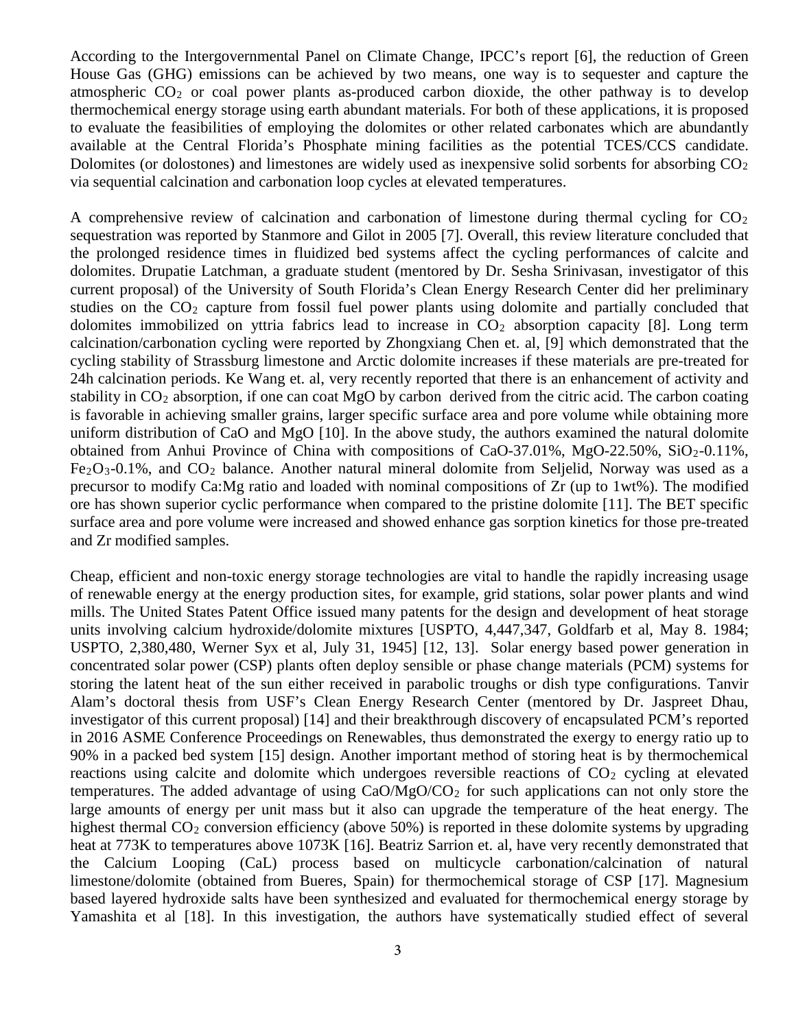According to the Intergovernmental Panel on Climate Change, IPCC's report [6], the reduction of Green House Gas (GHG) emissions can be achieved by two means, one way is to sequester and capture the atmospheric $CO_2$ or coal power plants as-produced carbon dioxide, the other pathway is to develop thermochemical energy storage using earth abundant materials. For both of these applications, it is proposed to evaluate the feasibilities of employing the dolomites or other related carbonates which are abundantly available at the Central Florida's Phosphate mining facilities as the potential TCES/CCS candidate. Dolomites (or dolostones) and limestones are widely used as inexpensive solid sorbents for absorbing $CO_2$ via sequential calcination and carbonation loop cycles at elevated temperatures.

A comprehensive review of calcination and carbonation of limestone during thermal cycling for $CO_2$ sequestration was reported by Stanmore and Gilot in 2005 [7]. Overall, this review literature concluded that the prolonged residence times in fluidized bed systems affect the cycling performances of calcite and dolomites. Drupatie Latchman, a graduate student (mentored by Dr. Sesha Srinivasan, investigator of this current proposal) of the University of South Florida's Clean Energy Research Center did her preliminary studies on the $CO_2$ capture from fossil fuel power plants using dolomite and partially concluded that dolomites immobilized on yttria fabrics lead to increase in $CO_2$ absorption capacity [8]. Long term calcination/carbonation cycling were reported by Zhongxiang Chen et. al, [9] which demonstrated that the cycling stability of Strassburg limestone and Arctic dolomite increases if these materials are pre-treated for 24h calcination periods. Ke Wang et. al, very recently reported that there is an enhancement of activity and stability in $CO_2$ absorption, if one can coat MgO by carbon derived from the citric acid. The carbon coating is favorable in achieving smaller grains, larger specific surface area and pore volume while obtaining more uniform distribution of CaO and MgO [10]. In the above study, the authors examined the natural dolomite obtained from Anhui Province of China with compositions of CaO-37.01%, MgO-22.50%, $SiO_2$-0.11%, $Fe_2O_3$-0.1%, and $CO_2$ balance. Another natural mineral dolomite from Seljelid, Norway was used as a precursor to modify Ca:Mg ratio and loaded with nominal compositions of Zr (up to 1wt%). The modified ore has shown superior cyclic performance when compared to the pristine dolomite [11]. The BET specific surface area and pore volume were increased and showed enhance gas sorption kinetics for those pre-treated and Zr modified samples.

Cheap, efficient and non-toxic energy storage technologies are vital to handle the rapidly increasing usage of renewable energy at the energy production sites, for example, grid stations, solar power plants and wind mills. The United States Patent Office issued many patents for the design and development of heat storage units involving calcium hydroxide/dolomite mixtures [USPTO, 4,447,347, Goldfarb et al, May 8. 1984; USPTO, 2,380,480, Werner Syx et al, July 31, 1945] [12, 13]. Solar energy based power generation in concentrated solar power (CSP) plants often deploy sensible or phase change materials (PCM) systems for storing the latent heat of the sun either received in parabolic troughs or dish type configurations. Tanvir Alam's doctoral thesis from USF's Clean Energy Research Center (mentored by Dr. Jaspreet Dhau, investigator of this current proposal) [14] and their breakthrough discovery of encapsulated PCM's reported in 2016 ASME Conference Proceedings on Renewables, thus demonstrated the exergy to energy ratio up to 90% in a packed bed system [15] design. Another important method of storing heat is by thermochemical reactions using calcite and dolomite which undergoes reversible reactions of $CO_2$ cycling at elevated temperatures. The added advantage of using $CaO/MgO/CO_2$ for such applications can not only store the large amounts of energy per unit mass but it also can upgrade the temperature of the heat energy. The highest thermal $CO_2$ conversion efficiency (above 50%) is reported in these dolomite systems by upgrading heat at 773K to temperatures above 1073K [16]. Beatriz Sarrion et. al, have very recently demonstrated that the Calcium Looping (CaL) process based on multicycle carbonation/calcination of natural limestone/dolomite (obtained from Bueres, Spain) for thermochemical storage of CSP [17]. Magnesium based layered hydroxide salts have been synthesized and evaluated for thermochemical energy storage by Yamashita et al [18]. In this investigation, the authors have systematically studied effect of several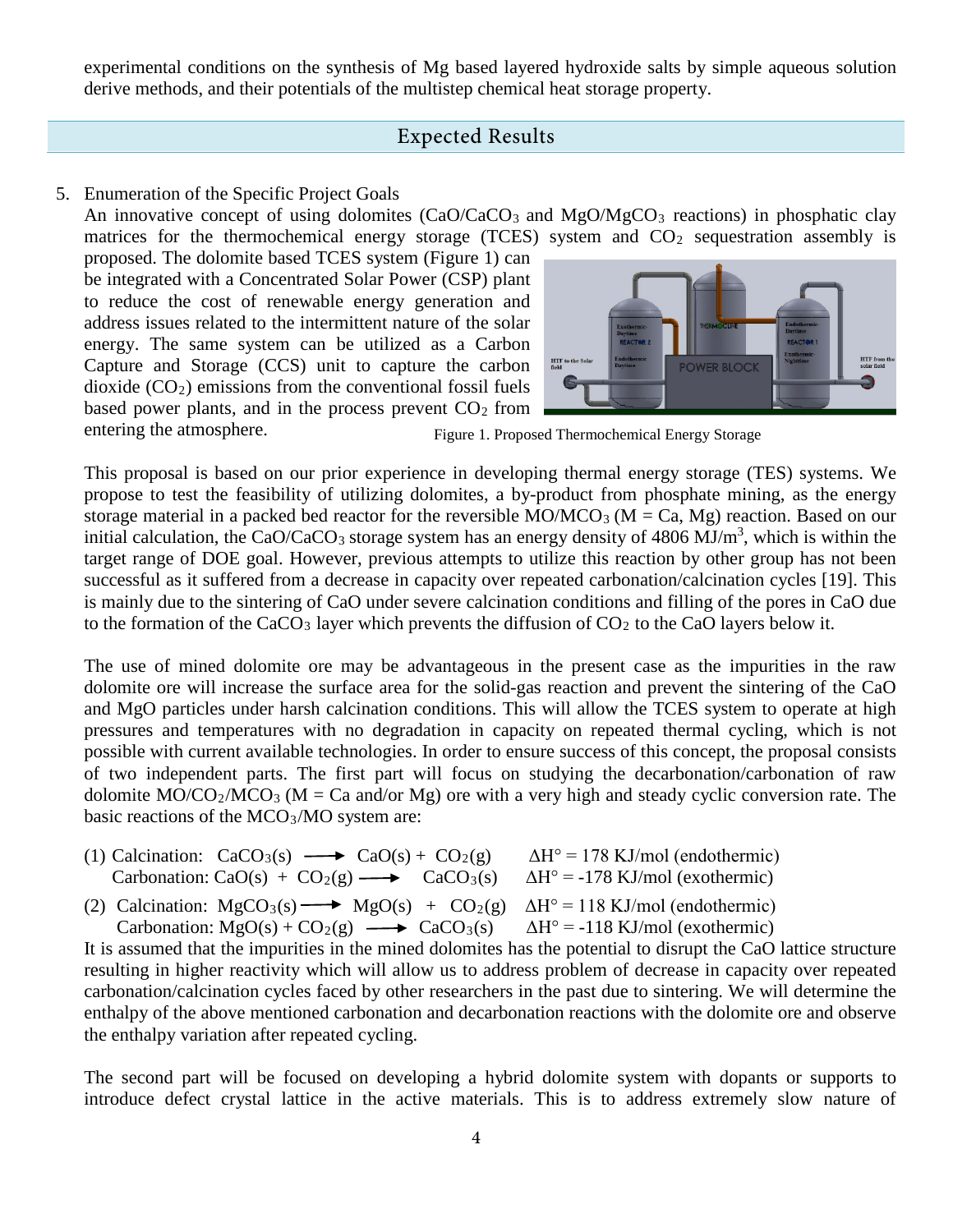experimental conditions on the synthesis of Mg based layered hydroxide salts by simple aqueous solution derive methods, and their potentials of the multistep chemical heat storage property.

## Expected Results

5. Enumeration of the Specific Project Goals

An innovative concept of using dolomites ($CaO/CaCO_3$ and $MgO/MgCO_3$ reactions) in phosphatic clay matrices for the thermochemical energy storage (TCES) system and $CO_2$ sequestration assembly is proposed. The dolomite based TCES system (Figure 1) can be integrated with a Concentrated Solar Power (CSP) plant to reduce the cost of renewable energy generation and address issues related to the intermittent nature of the solar energy. The same system can be utilized as a Carbon Capture and Storage (CCS) unit to capture the carbon dioxide ($CO_2$) emissions from the conventional fossil fuels based power plants, and in the process prevent $CO_2$ from entering the atmosphere.

Figure 1. Proposed Thermochemical Energy Storage

This proposal is based on our prior experience in developing thermal energy storage (TES) systems. We propose to test the feasibility of utilizing dolomites, a by-product from phosphate mining, as the energy storage material in a packed bed reactor for the reversible $MO/MCO_3$ (M = Ca, Mg) reaction. Based on our initial calculation, the $CaO/CaCO_3$ storage system has an energy density of 4806 $MJ/m^3$, which is within the target range of DOE goal. However, previous attempts to utilize this reaction by other group has not been successful as it suffered from a decrease in capacity over repeated carbonation/calcination cycles [19]. This is mainly due to the sintering of CaO under severe calcination conditions and filling of the pores in CaO due to the formation of the $CaCO_3$ layer which prevents the diffusion of $CO_2$ to the CaO layers below it.

The use of mined dolomite ore may be advantageous in the present case as the impurities in the raw dolomite ore will increase the surface area for the solid-gas reaction and prevent the sintering of the CaO and MgO particles under harsh calcination conditions. This will allow the TCES system to operate at high pressures and temperatures with no degradation in capacity on repeated thermal cycling, which is not possible with current available technologies. In order to ensure success of this concept, the proposal consists of two independent parts. The first part will focus on studying the decarbonation/carbonation of raw dolomite $MO/CO_2/MCO_3$ (M = Ca and/or Mg) ore with a very high and steady cyclic conversion rate. The basic reactions of the $MCO_3/MO$ system are:

(1) Calcination: $CaCO_3(s) \longrightarrow CaO(s) + CO_2(g)$ $\quad \Delta H° = 178$ KJ/mol (endothermic)
    Carbonation: $CaO(s) + CO_2(g) \longrightarrow CaCO_3(s)$ $\quad \Delta H° = -178$ KJ/mol (exothermic)

(2) Calcination: $MgCO_3(s) \longrightarrow MgO(s) + CO_2(g)$ $\quad \Delta H° = 118$ KJ/mol (endothermic)
    Carbonation: $MgO(s) + CO_2(g) \longrightarrow CaCO_3(s)$ $\quad \Delta H° = -118$ KJ/mol (exothermic)

It is assumed that the impurities in the mined dolomites has the potential to disrupt the CaO lattice structure resulting in higher reactivity which will allow us to address problem of decrease in capacity over repeated carbonation/calcination cycles faced by other researchers in the past due to sintering. We will determine the enthalpy of the above mentioned carbonation and decarbonation reactions with the dolomite ore and observe the enthalpy variation after repeated cycling.

The second part will be focused on developing a hybrid dolomite system with dopants or supports to introduce defect crystal lattice in the active materials. This is to address extremely slow nature of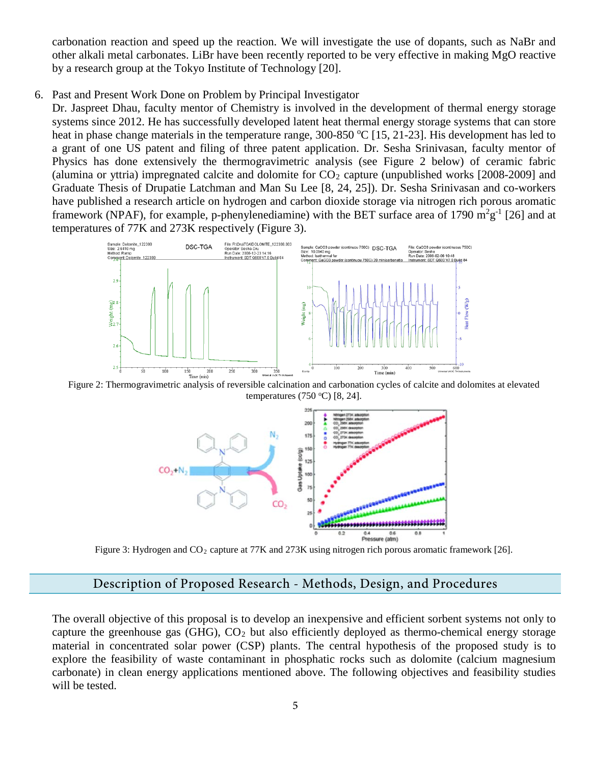carbonation reaction and speed up the reaction. We will investigate the use of dopants, such as NaBr and other alkali metal carbonates. LiBr have been recently reported to be very effective in making MgO reactive by a research group at the Tokyo Institute of Technology [20].

6. Past and Present Work Done on Problem by Principal Investigator

   Dr. Jaspreet Dhau, faculty mentor of Chemistry is involved in the development of thermal energy storage systems since 2012. He has successfully developed latent heat thermal energy storage systems that can store heat in phase change materials in the temperature range, 300-850 $^{o}C$ [15, 21-23]. His development has led to a grant of one US patent and filing of three patent application. Dr. Sesha Srinivasan, faculty mentor of Physics has done extensively the thermogravimetric analysis (see Figure 2 below) of ceramic fabric (alumina or yttria) impregnated calcite and dolomite for $CO_2$ capture (unpublished works [2008-2009] and Graduate Thesis of Drupatie Latchman and Man Su Lee [8, 24, 25]). Dr. Sesha Srinivasan and co-workers have published a research article on hydrogen and carbon dioxide storage via nitrogen rich porous aromatic framework (NPAF), for example, p-phenylenediamine) with the BET surface area of 1790 $m^2g^{-1}$ [26] and at temperatures of 77K and 273K respectively (Figure 3).

Figure 2: Thermogravimetric analysis of reversible calcination and carbonation cycles of calcite and dolomites at elevated temperatures (750 $^{o}C$) [8, 24].

Figure 3: Hydrogen and $CO_2$ capture at 77K and 273K using nitrogen rich porous aromatic framework [26].

## Description of Proposed Research - Methods, Design, and Procedures

The overall objective of this proposal is to develop an inexpensive and efficient sorbent systems not only to capture the greenhouse gas (GHG), $CO_2$ but also efficiently deployed as thermo-chemical energy storage material in concentrated solar power (CSP) plants. The central hypothesis of the proposed study is to explore the feasibility of waste contaminant in phosphatic rocks such as dolomite (calcium magnesium carbonate) in clean energy applications mentioned above. The following objectives and feasibility studies will be tested.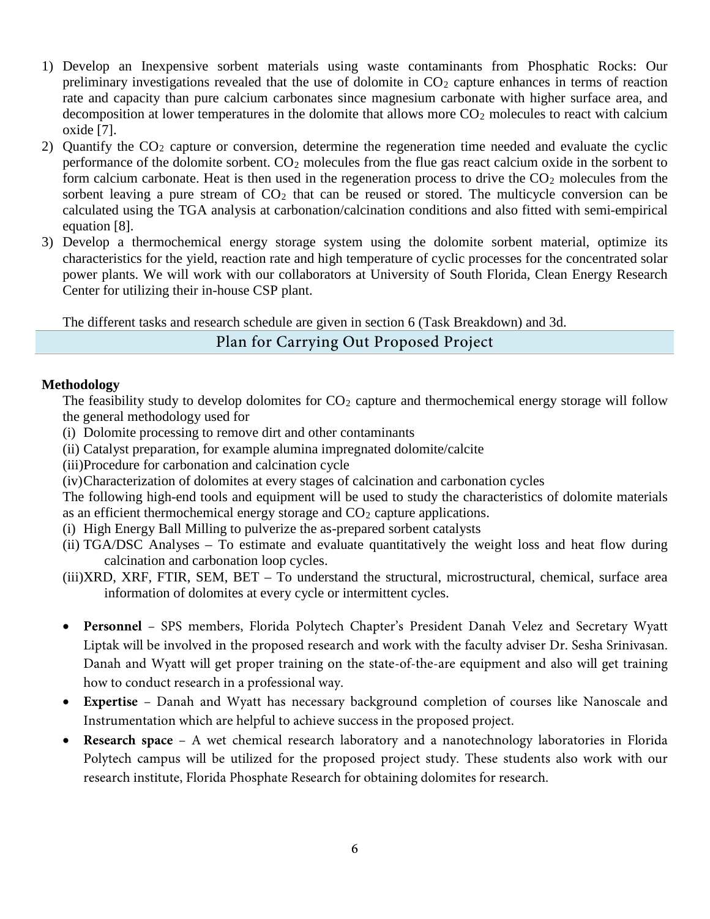1) Develop an Inexpensive sorbent materials using waste contaminants from Phosphatic Rocks: Our preliminary investigations revealed that the use of dolomite in $CO_2$ capture enhances in terms of reaction rate and capacity than pure calcium carbonates since magnesium carbonate with higher surface area, and decomposition at lower temperatures in the dolomite that allows more $CO_2$ molecules to react with calcium oxide [7].
2) Quantify the $CO_2$ capture or conversion, determine the regeneration time needed and evaluate the cyclic performance of the dolomite sorbent. $CO_2$ molecules from the flue gas react calcium oxide in the sorbent to form calcium carbonate. Heat is then used in the regeneration process to drive the $CO_2$ molecules from the sorbent leaving a pure stream of $CO_2$ that can be reused or stored. The multicycle conversion can be calculated using the TGA analysis at carbonation/calcination conditions and also fitted with semi-empirical equation [8].
3) Develop a thermochemical energy storage system using the dolomite sorbent material, optimize its characteristics for the yield, reaction rate and high temperature of cyclic processes for the concentrated solar power plants. We will work with our collaborators at University of South Florida, Clean Energy Research Center for utilizing their in-house CSP plant.

The different tasks and research schedule are given in section 6 (Task Breakdown) and 3d.

## Plan for Carrying Out Proposed Project

**Methodology**

The feasibility study to develop dolomites for $CO_2$ capture and thermochemical energy storage will follow the general methodology used for

(i) Dolomite processing to remove dirt and other contaminants
(ii) Catalyst preparation, for example alumina impregnated dolomite/calcite
(iii) Procedure for carbonation and calcination cycle
(iv) Characterization of dolomites at every stages of calcination and carbonation cycles

The following high-end tools and equipment will be used to study the characteristics of dolomite materials as an efficient thermochemical energy storage and $CO_2$ capture applications.

(i) High Energy Ball Milling to pulverize the as-prepared sorbent catalysts
(ii) TGA/DSC Analyses – To estimate and evaluate quantitatively the weight loss and heat flow during calcination and carbonation loop cycles.
(iii) XRD, XRF, FTIR, SEM, BET – To understand the structural, microstructural, chemical, surface area information of dolomites at every cycle or intermittent cycles.

- **Personnel** – SPS members, Florida Polytech Chapter's President Danah Velez and Secretary Wyatt Liptak will be involved in the proposed research and work with the faculty adviser Dr. Sesha Srinivasan. Danah and Wyatt will get proper training on the state-of-the-are equipment and also will get training how to conduct research in a professional way.
- **Expertise** – Danah and Wyatt has necessary background completion of courses like Nanoscale and Instrumentation which are helpful to achieve success in the proposed project.
- **Research space** – A wet chemical research laboratory and a nanotechnology laboratories in Florida Polytech campus will be utilized for the proposed project study. These students also work with our research institute, Florida Phosphate Research for obtaining dolomites for research.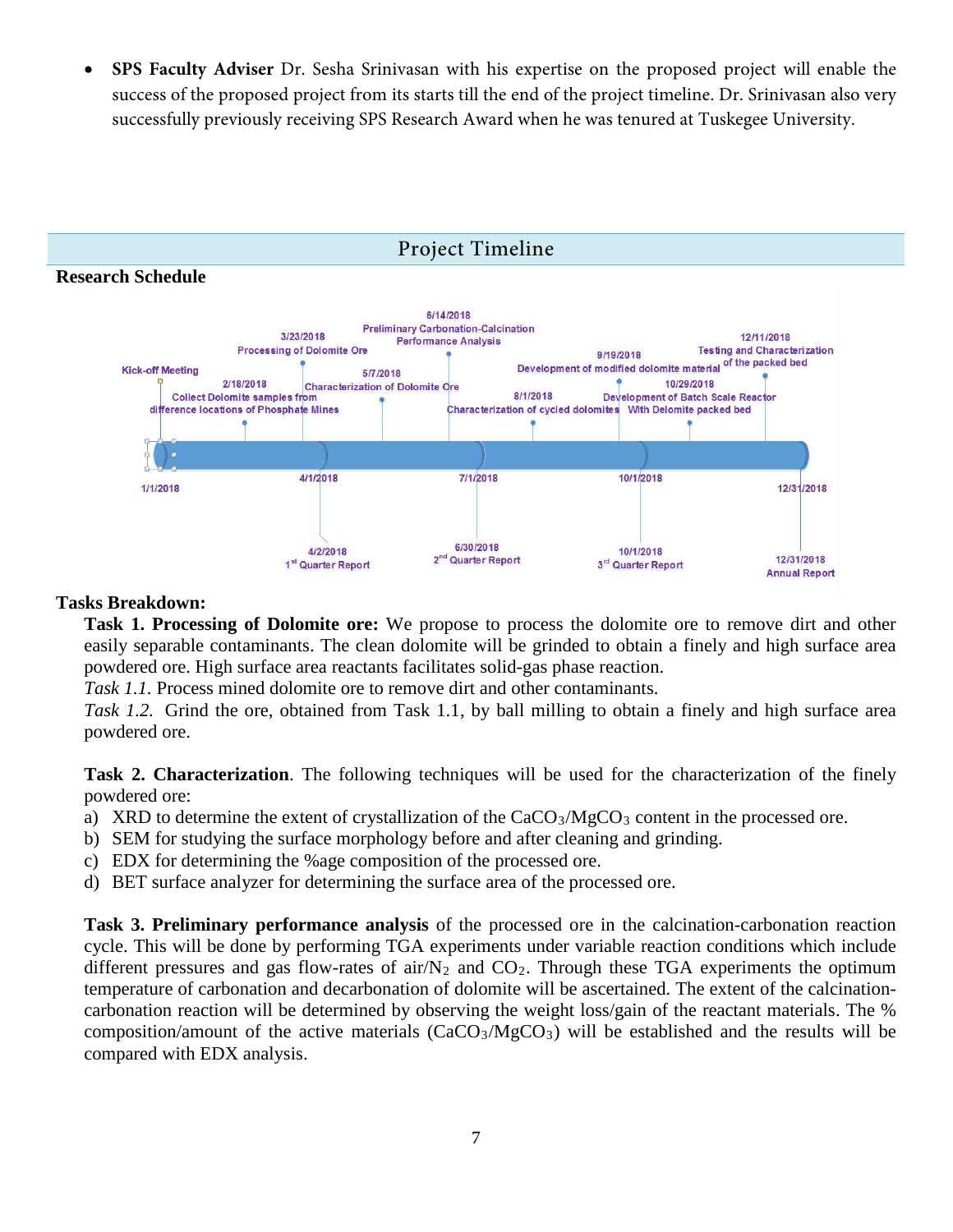- **SPS Faculty Adviser** Dr. Sesha Srinivasan with his expertise on the proposed project will enable the success of the proposed project from its starts till the end of the project timeline. Dr. Srinivasan also very successfully previously receiving SPS Research Award when he was tenured at Tuskegee University.

## Project Timeline

**Research Schedule**

Kick-off Meeting
2/18/2018 Collect Dolomite samples from difference locations of Phosphate Mines
3/23/2018 Processing of Dolomite Ore
5/7/2018 Characterization of Dolomite Ore
6/14/2018 Preliminary Carbonation-Calcination Performance Analysis
8/1/2018 Characterization of cycled dolomites
9/19/2018 Development of modified dolomite material
10/29/2018 Development of Batch Scale Reactor With Delomite packed bed
12/11/2018 Testing and Characterization of the packed bed

1/1/2018 | 4/1/2018 | 7/1/2018 | 10/1/2018 | 12/31/2018

4/2/2018 1[st] Quarter Report
6/30/2018 2[nd] Quarter Report
10/1/2018 3[rd] Quarter Report
12/31/2018 Annual Report

**Tasks Breakdown:**

**Task 1. Processing of Dolomite ore:** We propose to process the dolomite ore to remove dirt and other easily separable contaminants. The clean dolomite will be grinded to obtain a finely and high surface area powdered ore. High surface area reactants facilitates solid-gas phase reaction.

*Task 1.1.* Process mined dolomite ore to remove dirt and other contaminants.

*Task 1.2.* Grind the ore, obtained from Task 1.1, by ball milling to obtain a finely and high surface area powdered ore.

**Task 2. Characterization**. The following techniques will be used for the characterization of the finely powdered ore:

a) XRD to determine the extent of crystallization of the $CaCO_3$/$MgCO_3$ content in the processed ore.
b) SEM for studying the surface morphology before and after cleaning and grinding.
c) EDX for determining the %age composition of the processed ore.
d) BET surface analyzer for determining the surface area of the processed ore.

**Task 3. Preliminary performance analysis** of the processed ore in the calcination-carbonation reaction cycle. This will be done by performing TGA experiments under variable reaction conditions which include different pressures and gas flow-rates of air/$N_2$ and $CO_2$. Through these TGA experiments the optimum temperature of carbonation and decarbonation of dolomite will be ascertained. The extent of the calcination-carbonation reaction will be determined by observing the weight loss/gain of the reactant materials. The % composition/amount of the active materials ($CaCO_3$/$MgCO_3$) will be established and the results will be compared with EDX analysis.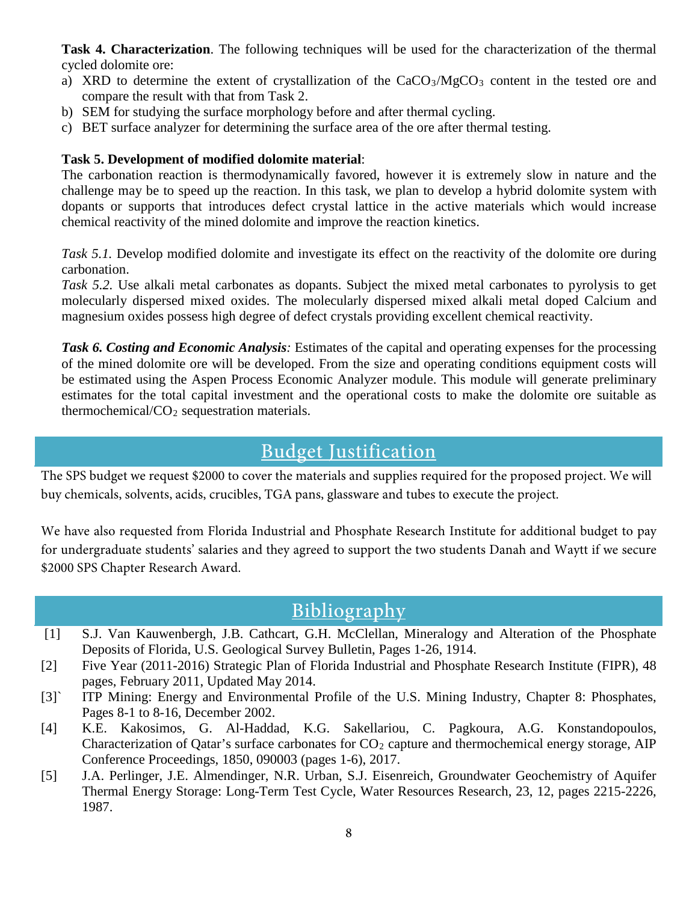**Task 4. Characterization**. The following techniques will be used for the characterization of the thermal cycled dolomite ore:

a) XRD to determine the extent of crystallization of the $CaCO_3$/$MgCO_3$ content in the tested ore and compare the result with that from Task 2.
b) SEM for studying the surface morphology before and after thermal cycling.
c) BET surface analyzer for determining the surface area of the ore after thermal testing.

**Task 5. Development of modified dolomite material**:

The carbonation reaction is thermodynamically favored, however it is extremely slow in nature and the challenge may be to speed up the reaction. In this task, we plan to develop a hybrid dolomite system with dopants or supports that introduces defect crystal lattice in the active materials which would increase chemical reactivity of the mined dolomite and improve the reaction kinetics.

*Task 5.1.* Develop modified dolomite and investigate its effect on the reactivity of the dolomite ore during carbonation.

*Task 5.2.* Use alkali metal carbonates as dopants. Subject the mixed metal carbonates to pyrolysis to get molecularly dispersed mixed oxides. The molecularly dispersed mixed alkali metal doped Calcium and magnesium oxides possess high degree of defect crystals providing excellent chemical reactivity.

***Task 6. Costing and Economic Analysis****:* Estimates of the capital and operating expenses for the processing of the mined dolomite ore will be developed. From the size and operating conditions equipment costs will be estimated using the Aspen Process Economic Analyzer module. This module will generate preliminary estimates for the total capital investment and the operational costs to make the dolomite ore suitable as thermochemical/$CO_2$ sequestration materials.

## Budget Justification

The SPS budget we request $2000 to cover the materials and supplies required for the proposed project. We will buy chemicals, solvents, acids, crucibles, TGA pans, glassware and tubes to execute the project.

We have also requested from Florida Industrial and Phosphate Research Institute for additional budget to pay for undergraduate students' salaries and they agreed to support the two students Danah and Waytt if we secure $2000 SPS Chapter Research Award.

## Bibliography

[1] S.J. Van Kauwenbergh, J.B. Cathcart, G.H. McClellan, Mineralogy and Alteration of the Phosphate Deposits of Florida, U.S. Geological Survey Bulletin, Pages 1-26, 1914.

[2] Five Year (2011-2016) Strategic Plan of Florida Industrial and Phosphate Research Institute (FIPR), 48 pages, February 2011, Updated May 2014.

[3]` ITP Mining: Energy and Environmental Profile of the U.S. Mining Industry, Chapter 8: Phosphates, Pages 8-1 to 8-16, December 2002.

[4] K.E. Kakosimos, G. Al-Haddad, K.G. Sakellariou, C. Pagkoura, A.G. Konstandopoulos, Characterization of Qatar's surface carbonates for $CO_2$ capture and thermochemical energy storage, AIP Conference Proceedings, 1850, 090003 (pages 1-6), 2017.

[5] J.A. Perlinger, J.E. Almendinger, N.R. Urban, S.J. Eisenreich, Groundwater Geochemistry of Aquifer Thermal Energy Storage: Long-Term Test Cycle, Water Resources Research, 23, 12, pages 2215-2226, 1987.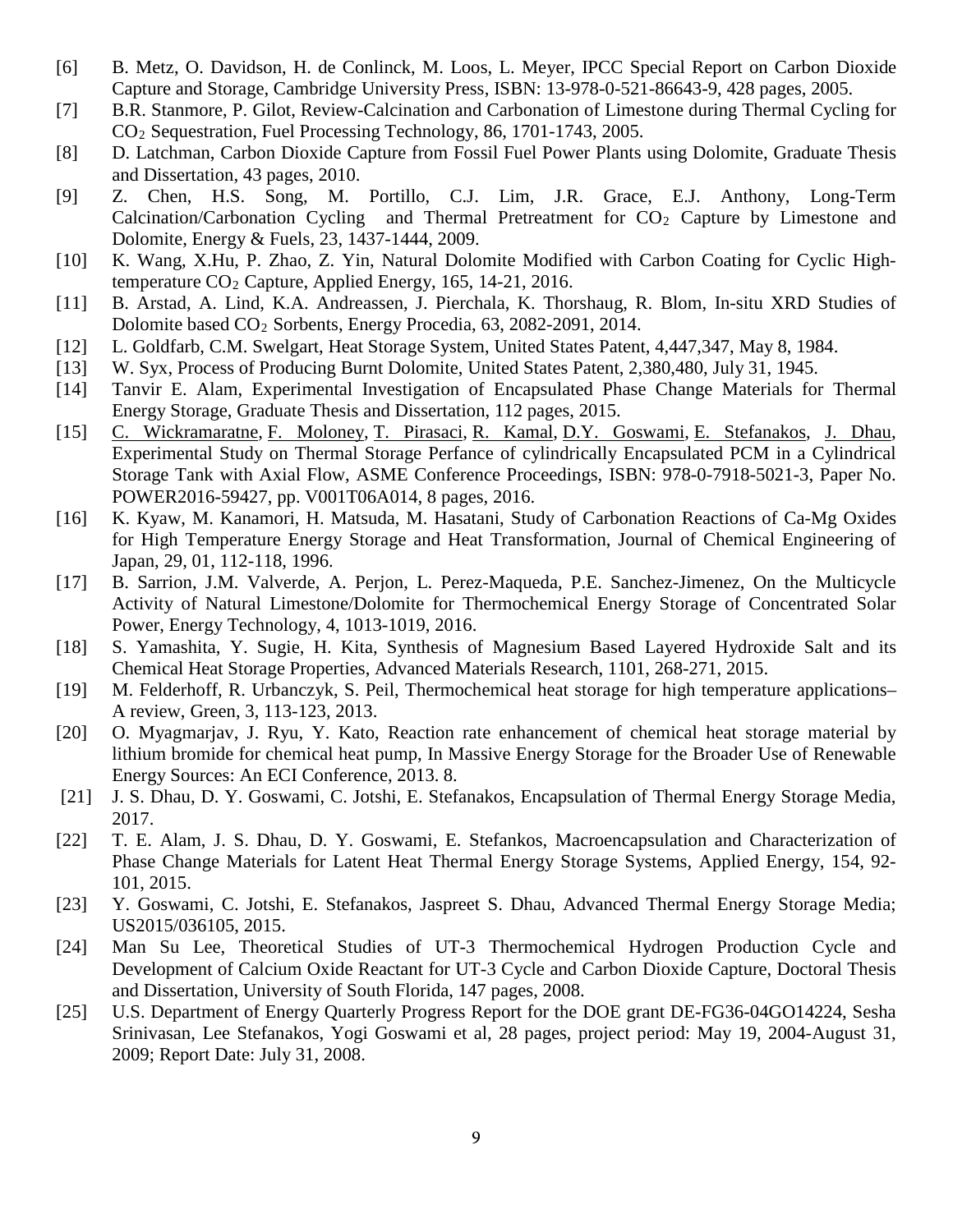[6] B. Metz, O. Davidson, H. de Conlinck, M. Loos, L. Meyer, IPCC Special Report on Carbon Dioxide Capture and Storage, Cambridge University Press, ISBN: 13-978-0-521-86643-9, 428 pages, 2005.

[7] B.R. Stanmore, P. Gilot, Review-Calcination and Carbonation of Limestone during Thermal Cycling for $CO_2$ Sequestration, Fuel Processing Technology, 86, 1701-1743, 2005.

[8] D. Latchman, Carbon Dioxide Capture from Fossil Fuel Power Plants using Dolomite, Graduate Thesis and Dissertation, 43 pages, 2010.

[9] Z. Chen, H.S. Song, M. Portillo, C.J. Lim, J.R. Grace, E.J. Anthony, Long-Term Calcination/Carbonation Cycling and Thermal Pretreatment for $CO_2$ Capture by Limestone and Dolomite, Energy & Fuels, 23, 1437-1444, 2009.

[10] K. Wang, X.Hu, P. Zhao, Z. Yin, Natural Dolomite Modified with Carbon Coating for Cyclic High-temperature $CO_2$ Capture, Applied Energy, 165, 14-21, 2016.

[11] B. Arstad, A. Lind, K.A. Andreassen, J. Pierchala, K. Thorshaug, R. Blom, In-situ XRD Studies of Dolomite based $CO_2$ Sorbents, Energy Procedia, 63, 2082-2091, 2014.

[12] L. Goldfarb, C.M. Swelgart, Heat Storage System, United States Patent, 4,447,347, May 8, 1984.

[13] W. Syx, Process of Producing Burnt Dolomite, United States Patent, 2,380,480, July 31, 1945.

[14] Tanvir E. Alam, Experimental Investigation of Encapsulated Phase Change Materials for Thermal Energy Storage, Graduate Thesis and Dissertation, 112 pages, 2015.

[15] C. Wickramaratne, F. Moloney, T. Pirasaci, R. Kamal, D.Y. Goswami, E. Stefanakos, J. Dhau, Experimental Study on Thermal Storage Perfance of cylindrically Encapsulated PCM in a Cylindrical Storage Tank with Axial Flow, ASME Conference Proceedings, ISBN: 978-0-7918-5021-3, Paper No. POWER2016-59427, pp. V001T06A014, 8 pages, 2016.

[16] K. Kyaw, M. Kanamori, H. Matsuda, M. Hasatani, Study of Carbonation Reactions of Ca-Mg Oxides for High Temperature Energy Storage and Heat Transformation, Journal of Chemical Engineering of Japan, 29, 01, 112-118, 1996.

[17] B. Sarrion, J.M. Valverde, A. Perjon, L. Perez-Maqueda, P.E. Sanchez-Jimenez, On the Multicycle Activity of Natural Limestone/Dolomite for Thermochemical Energy Storage of Concentrated Solar Power, Energy Technology, 4, 1013-1019, 2016.

[18] S. Yamashita, Y. Sugie, H. Kita, Synthesis of Magnesium Based Layered Hydroxide Salt and its Chemical Heat Storage Properties, Advanced Materials Research, 1101, 268-271, 2015.

[19] M. Felderhoff, R. Urbanczyk, S. Peil, Thermochemical heat storage for high temperature applications– A review, Green, 3, 113-123, 2013.

[20] O. Myagmarjav, J. Ryu, Y. Kato, Reaction rate enhancement of chemical heat storage material by lithium bromide for chemical heat pump, In Massive Energy Storage for the Broader Use of Renewable Energy Sources: An ECI Conference, 2013. 8.

[21] J. S. Dhau, D. Y. Goswami, C. Jotshi, E. Stefanakos, Encapsulation of Thermal Energy Storage Media, 2017.

[22] T. E. Alam, J. S. Dhau, D. Y. Goswami, E. Stefankos, Macroencapsulation and Characterization of Phase Change Materials for Latent Heat Thermal Energy Storage Systems, Applied Energy, 154, 92-101, 2015.

[23] Y. Goswami, C. Jotshi, E. Stefanakos, Jaspreet S. Dhau, Advanced Thermal Energy Storage Media; US2015/036105, 2015.

[24] Man Su Lee, Theoretical Studies of UT-3 Thermochemical Hydrogen Production Cycle and Development of Calcium Oxide Reactant for UT-3 Cycle and Carbon Dioxide Capture, Doctoral Thesis and Dissertation, University of South Florida, 147 pages, 2008.

[25] U.S. Department of Energy Quarterly Progress Report for the DOE grant DE-FG36-04GO14224, Sesha Srinivasan, Lee Stefanakos, Yogi Goswami et al, 28 pages, project period: May 19, 2004-August 31, 2009; Report Date: July 31, 2008.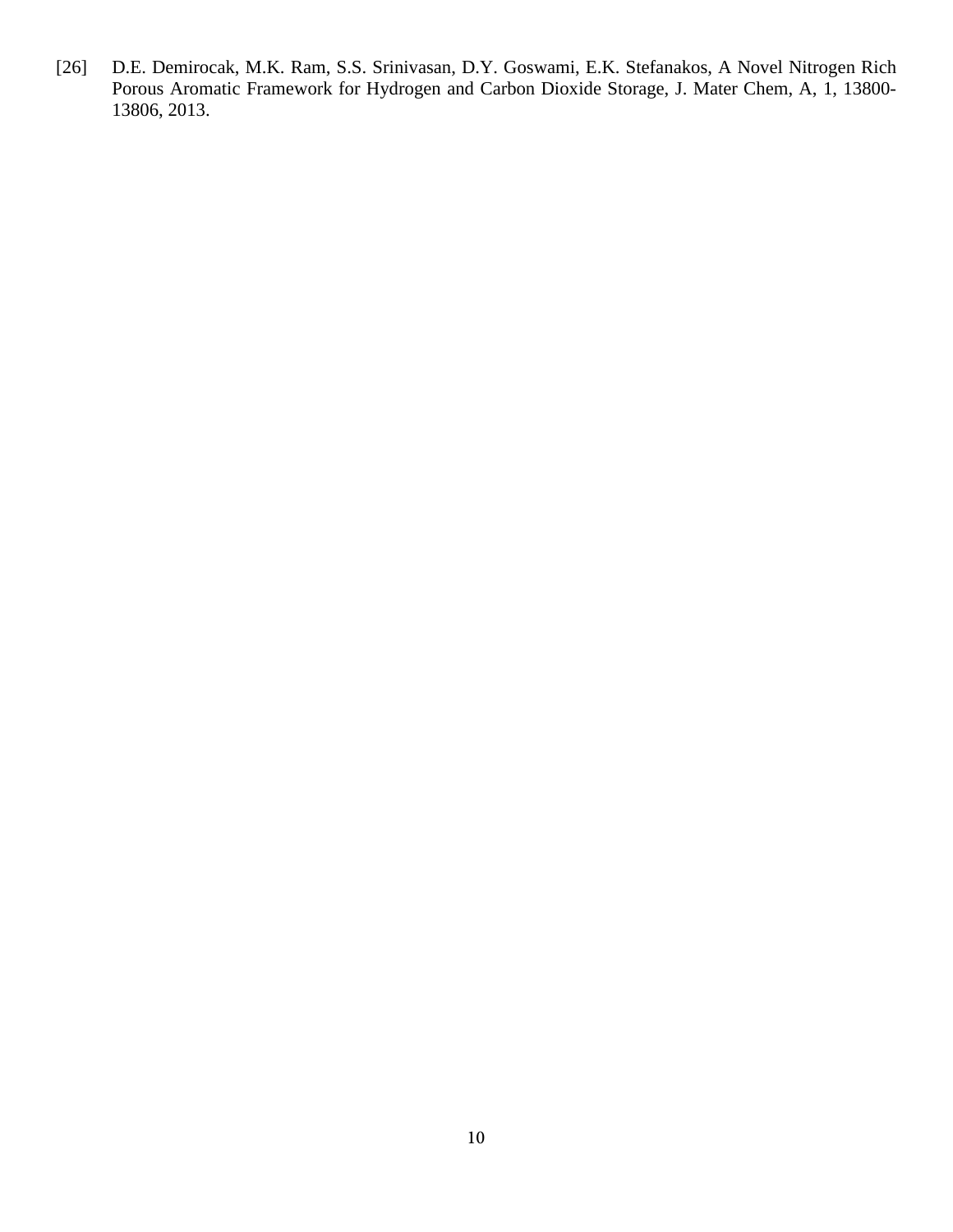[26] D.E. Demirocak, M.K. Ram, S.S. Srinivasan, D.Y. Goswami, E.K. Stefanakos, A Novel Nitrogen Rich Porous Aromatic Framework for Hydrogen and Carbon Dioxide Storage, J. Mater Chem, A, 1, 13800-13806, 2013.